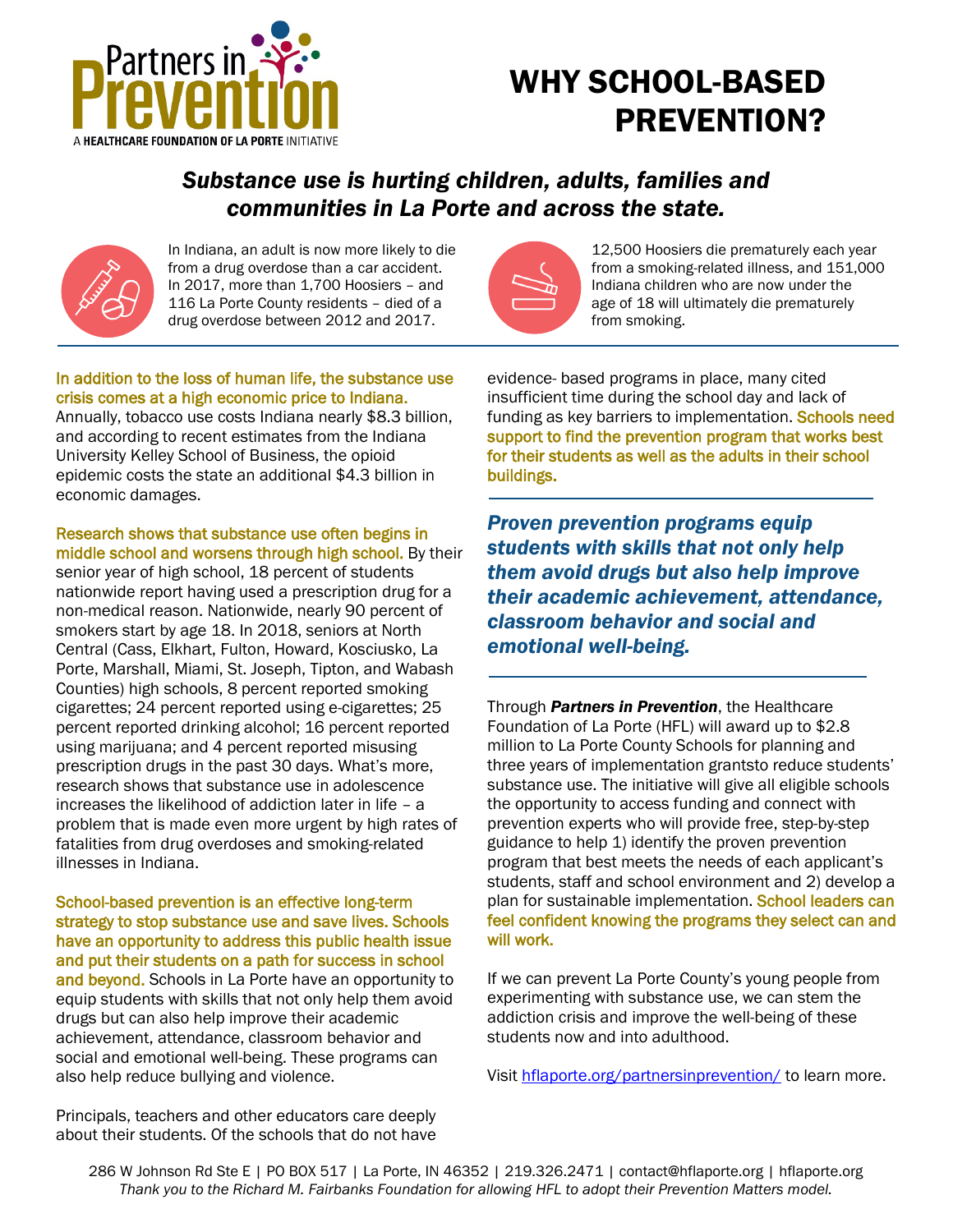Partners in Prevention

A HEALTHCARE FOUNDATION OF LA PORTE INITIATIVE

# WHY SCHOOL-BASED PREVENTION?

## *Substance use is hurting children, adults, families and communities in La Porte and across the state.*

In Indiana, an adult is now more likely to die from a drug overdose than a car accident. In 2017, more than 1,700 Hoosiers – and 116 La Porte County residents – died of a drug overdose between 2012 and 2017.

12,500 Hoosiers die prematurely each year from a smoking-related illness, and 151,000 Indiana children who are now under the age of 18 will ultimately die prematurely from smoking.

**In addition to the loss of human life, the substance use crisis comes at a high economic price to Indiana.** Annually, tobacco use costs Indiana nearly $8.3 billion, and according to recent estimates from the Indiana University Kelley School of Business, the opioid epidemic costs the state an additional $4.3 billion in economic damages.

**Research shows that substance use often begins in middle school and worsens through high school.** By their senior year of high school, 18 percent of students nationwide report having used a prescription drug for a non-medical reason. Nationwide, nearly 90 percent of smokers start by age 18. In 2018, seniors at North Central (Cass, Elkhart, Fulton, Howard, Kosciusko, La Porte, Marshall, Miami, St. Joseph, Tipton, and Wabash Counties) high schools, 8 percent reported smoking cigarettes; 24 percent reported using e-cigarettes; 25 percent reported drinking alcohol; 16 percent reported using marijuana; and 4 percent reported misusing prescription drugs in the past 30 days. What's more, research shows that substance use in adolescence increases the likelihood of addiction later in life – a problem that is made even more urgent by high rates of fatalities from drug overdoses and smoking-related illnesses in Indiana.

**School-based prevention is an effective long-term strategy to stop substance use and save lives. Schools have an opportunity to address this public health issue and put their students on a path for success in school and beyond.** Schools in La Porte have an opportunity to equip students with skills that not only help them avoid drugs but can also help improve their academic achievement, attendance, classroom behavior and social and emotional well-being. These programs can also help reduce bullying and violence.

Principals, teachers and other educators care deeply about their students. Of the schools that do not have evidence- based programs in place, many cited insufficient time during the school day and lack of funding as key barriers to implementation. **Schools need support to find the prevention program that works best for their students as well as the adults in their school buildings.**

***Proven prevention programs equip students with skills that not only help them avoid drugs but also help improve their academic achievement, attendance, classroom behavior and social and emotional well-being.***

Through ***Partners in Prevention***, the Healthcare Foundation of La Porte (HFL) will award up to $2.8 million to La Porte County Schools for planning and three years of implementation grantsto reduce students' substance use. The initiative will give all eligible schools the opportunity to access funding and connect with prevention experts who will provide free, step-by-step guidance to help 1) identify the proven prevention program that best meets the needs of each applicant's students, staff and school environment and 2) develop a plan for sustainable implementation. **School leaders can feel confident knowing the programs they select can and will work.**

If we can prevent La Porte County's young people from experimenting with substance use, we can stem the addiction crisis and improve the well-being of these students now and into adulthood.

Visit [hflaporte.org/partnersinprevention/](hflaporte.org/partnersinprevention/) to learn more.

286 W Johnson Rd Ste E | PO BOX 517 | La Porte, IN 46352 | 219.326.2471 | contact@hflaporte.org | hflaporte.org

*Thank you to the Richard M. Fairbanks Foundation for allowing HFL to adopt their Prevention Matters model.*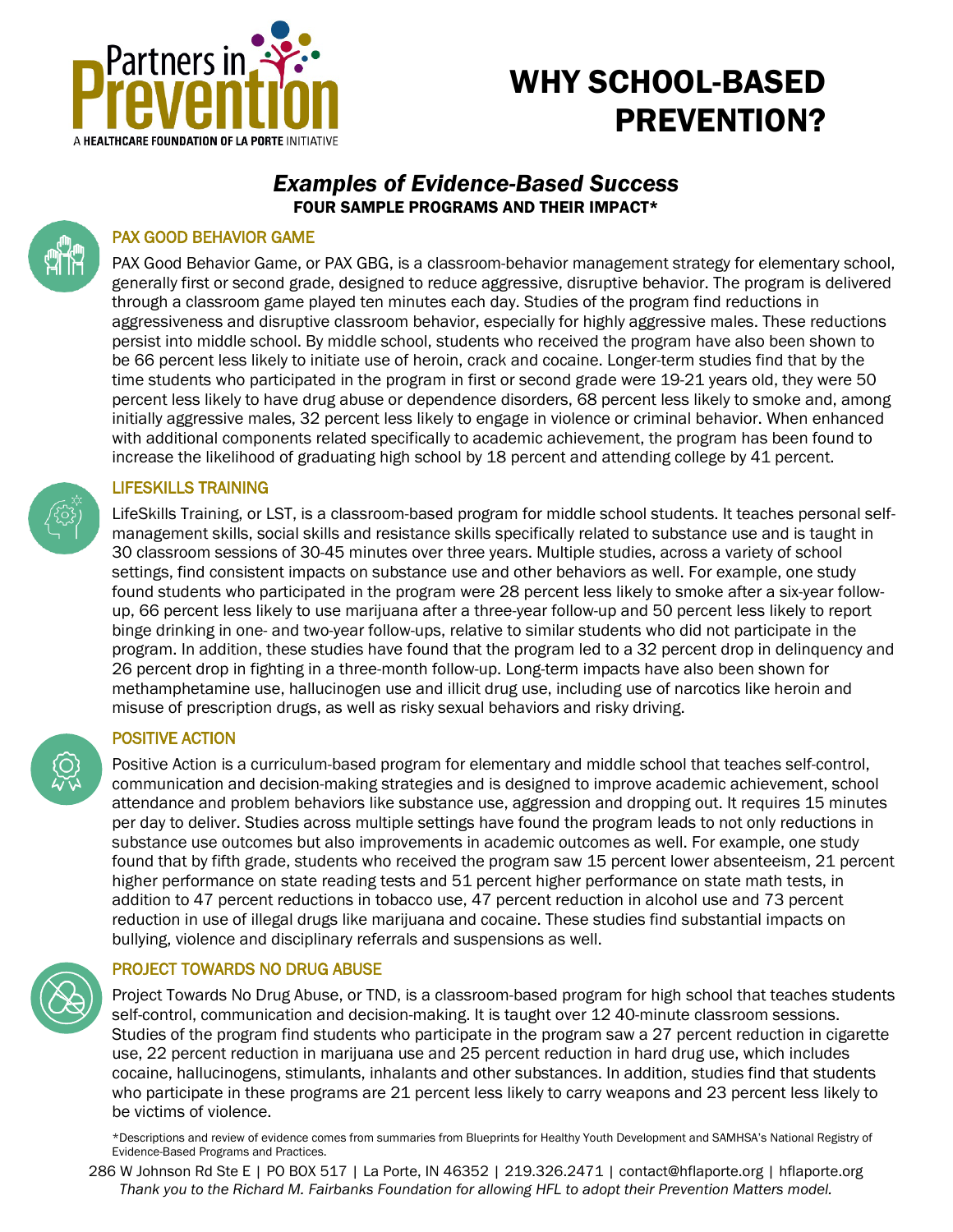# WHY SCHOOL-BASED PREVENTION?

Partners in Prevention

A HEALTHCARE FOUNDATION OF LA PORTE INITIATIVE

## *Examples of Evidence-Based Success*

**FOUR SAMPLE PROGRAMS AND THEIR IMPACT***

### PAX GOOD BEHAVIOR GAME

PAX Good Behavior Game, or PAX GBG, is a classroom-behavior management strategy for elementary school, generally first or second grade, designed to reduce aggressive, disruptive behavior. The program is delivered through a classroom game played ten minutes each day. Studies of the program find reductions in aggressiveness and disruptive classroom behavior, especially for highly aggressive males. These reductions persist into middle school. By middle school, students who received the program have also been shown to be 66 percent less likely to initiate use of heroin, crack and cocaine. Longer-term studies find that by the time students who participated in the program in first or second grade were 19-21 years old, they were 50 percent less likely to have drug abuse or dependence disorders, 68 percent less likely to smoke and, among initially aggressive males, 32 percent less likely to engage in violence or criminal behavior. When enhanced with additional components related specifically to academic achievement, the program has been found to increase the likelihood of graduating high school by 18 percent and attending college by 41 percent.

### LIFESKILLS TRAINING

LifeSkills Training, or LST, is a classroom-based program for middle school students. It teaches personal self-management skills, social skills and resistance skills specifically related to substance use and is taught in 30 classroom sessions of 30-45 minutes over three years. Multiple studies, across a variety of school settings, find consistent impacts on substance use and other behaviors as well. For example, one study found students who participated in the program were 28 percent less likely to smoke after a six-year follow-up, 66 percent less likely to use marijuana after a three-year follow-up and 50 percent less likely to report binge drinking in one- and two-year follow-ups, relative to similar students who did not participate in the program. In addition, these studies have found that the program led to a 32 percent drop in delinquency and 26 percent drop in fighting in a three-month follow-up. Long-term impacts have also been shown for methamphetamine use, hallucinogen use and illicit drug use, including use of narcotics like heroin and misuse of prescription drugs, as well as risky sexual behaviors and risky driving.

### POSITIVE ACTION

Positive Action is a curriculum-based program for elementary and middle school that teaches self-control, communication and decision-making strategies and is designed to improve academic achievement, school attendance and problem behaviors like substance use, aggression and dropping out. It requires 15 minutes per day to deliver. Studies across multiple settings have found the program leads to not only reductions in substance use outcomes but also improvements in academic outcomes as well. For example, one study found that by fifth grade, students who received the program saw 15 percent lower absenteeism, 21 percent higher performance on state reading tests and 51 percent higher performance on state math tests, in addition to 47 percent reductions in tobacco use, 47 percent reduction in alcohol use and 73 percent reduction in use of illegal drugs like marijuana and cocaine. These studies find substantial impacts on bullying, violence and disciplinary referrals and suspensions as well.

### PROJECT TOWARDS NO DRUG ABUSE

Project Towards No Drug Abuse, or TND, is a classroom-based program for high school that teaches students self-control, communication and decision-making. It is taught over 12 40-minute classroom sessions. Studies of the program find students who participate in the program saw a 27 percent reduction in cigarette use, 22 percent reduction in marijuana use and 25 percent reduction in hard drug use, which includes cocaine, hallucinogens, stimulants, inhalants and other substances. In addition, studies find that students who participate in these programs are 21 percent less likely to carry weapons and 23 percent less likely to be victims of violence.

*Descriptions and review of evidence comes from summaries from Blueprints for Healthy Youth Development and SAMHSA's National Registry of Evidence-Based Programs and Practices.

286 W Johnson Rd Ste E | PO BOX 517 | La Porte, IN 46352 | 219.326.2471 | contact@hflaporte.org | hflaporte.org

*Thank you to the Richard M. Fairbanks Foundation for allowing HFL to adopt their Prevention Matters model.*